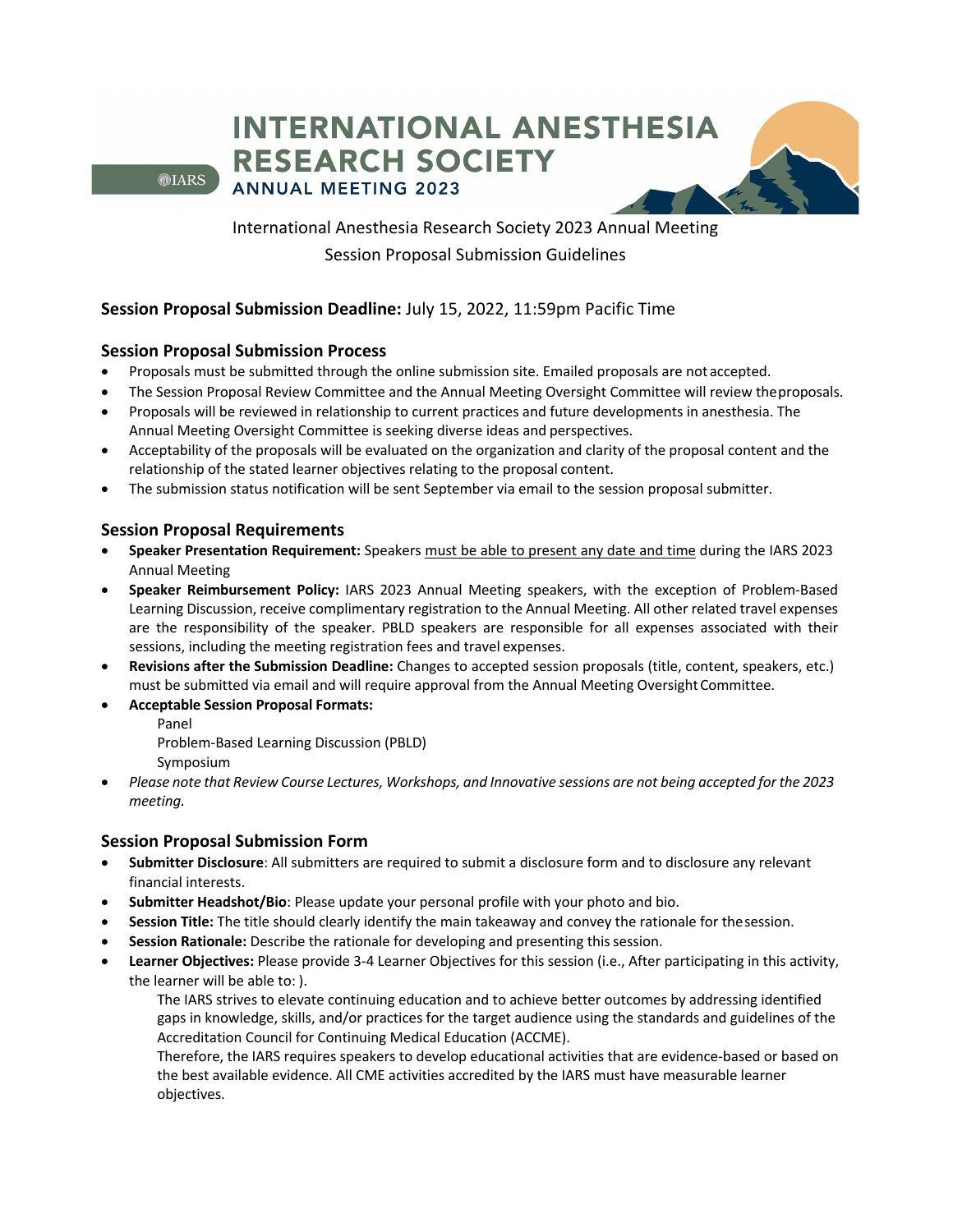# INTERNATIONAL ANESTHESIA RESEARCH SOCIETY

## ANNUAL MEETING 2023

International Anesthesia Research Society 2023 Annual Meeting

Session Proposal Submission Guidelines

**Session Proposal Submission Deadline:** July 15, 2022, 11:59pm Pacific Time

### Session Proposal Submission Process

- Proposals must be submitted through the online submission site. Emailed proposals are not accepted.
- The Session Proposal Review Committee and the Annual Meeting Oversight Committee will review the proposals.
- Proposals will be reviewed in relationship to current practices and future developments in anesthesia. The Annual Meeting Oversight Committee is seeking diverse ideas and perspectives.
- Acceptability of the proposals will be evaluated on the organization and clarity of the proposal content and the relationship of the stated learner objectives relating to the proposal content.
- The submission status notification will be sent September via email to the session proposal submitter.

### Session Proposal Requirements

- **Speaker Presentation Requirement:** Speakers must be able to present any date and time during the IARS 2023 Annual Meeting
- **Speaker Reimbursement Policy:** IARS 2023 Annual Meeting speakers, with the exception of Problem-Based Learning Discussion, receive complimentary registration to the Annual Meeting. All other related travel expenses are the responsibility of the speaker. PBLD speakers are responsible for all expenses associated with their sessions, including the meeting registration fees and travel expenses.
- **Revisions after the Submission Deadline:** Changes to accepted session proposals (title, content, speakers, etc.) must be submitted via email and will require approval from the Annual Meeting Oversight Committee.
- **Acceptable Session Proposal Formats:**
  - Panel
  - Problem-Based Learning Discussion (PBLD)
  - Symposium
- *Please note that Review Course Lectures, Workshops, and Innovative sessions are not being accepted for the 2023 meeting.*

### Session Proposal Submission Form

- **Submitter Disclosure**: All submitters are required to submit a disclosure form and to disclosure any relevant financial interests.
- **Submitter Headshot/Bio**: Please update your personal profile with your photo and bio.
- **Session Title:** The title should clearly identify the main takeaway and convey the rationale for the session.
- **Session Rationale:** Describe the rationale for developing and presenting this session.
- **Learner Objectives:** Please provide 3-4 Learner Objectives for this session (i.e., After participating in this activity, the learner will be able to: ).

  The IARS strives to elevate continuing education and to achieve better outcomes by addressing identified gaps in knowledge, skills, and/or practices for the target audience using the standards and guidelines of the Accreditation Council for Continuing Medical Education (ACCME).

  Therefore, the IARS requires speakers to develop educational activities that are evidence-based or based on the best available evidence. All CME activities accredited by the IARS must have measurable learner objectives.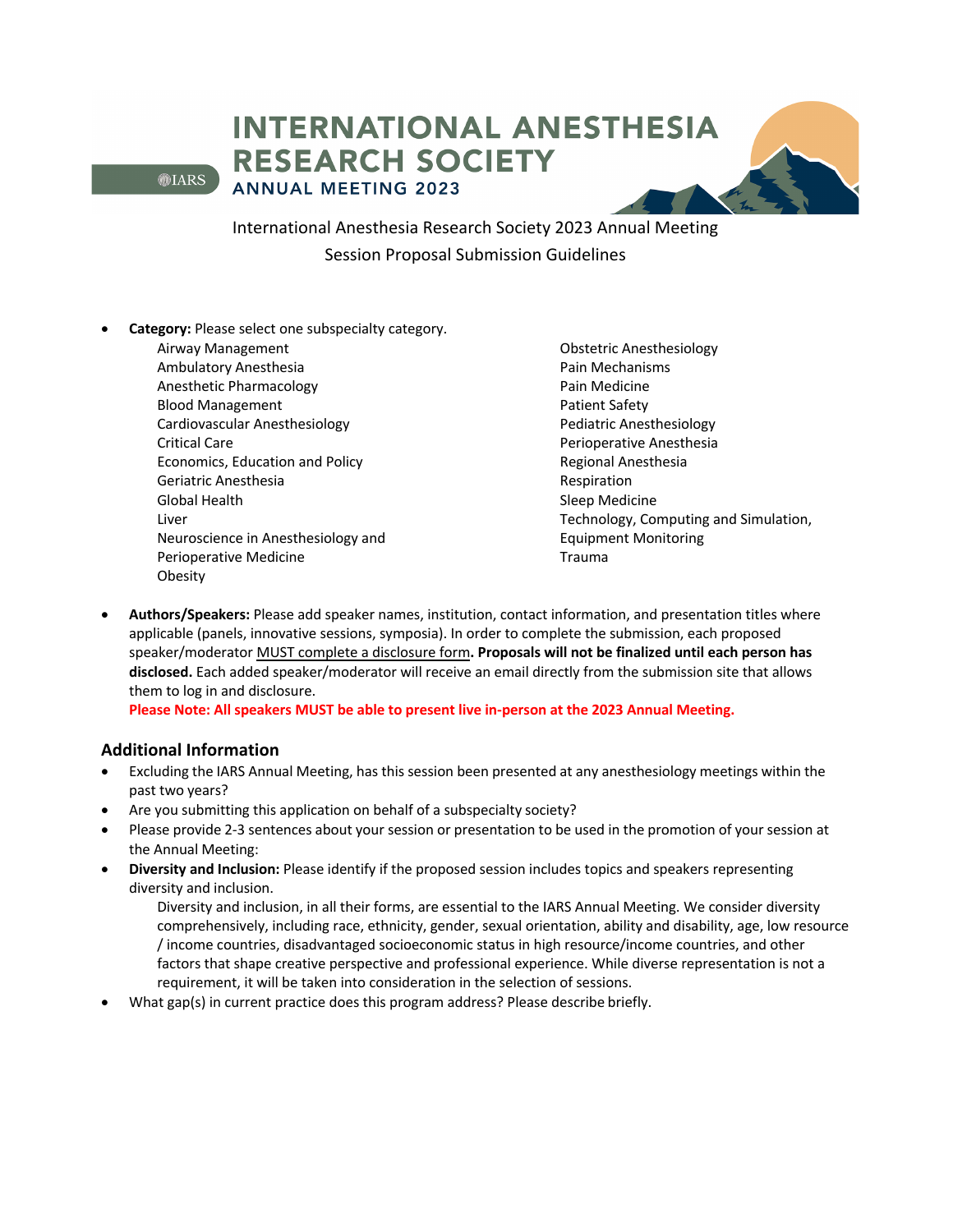# INTERNATIONAL ANESTHESIA RESEARCH SOCIETY

## ANNUAL MEETING 2023

International Anesthesia Research Society 2023 Annual Meeting
Session Proposal Submission Guidelines

- **Category:** Please select one subspecialty category.
  - Airway Management
  - Ambulatory Anesthesia
  - Anesthetic Pharmacology
  - Blood Management
  - Cardiovascular Anesthesiology
  - Critical Care
  - Economics, Education and Policy
  - Geriatric Anesthesia
  - Global Health
  - Liver
  - Neuroscience in Anesthesiology and Perioperative Medicine
  - Obesity
  - Obstetric Anesthesiology
  - Pain Mechanisms
  - Pain Medicine
  - Patient Safety
  - Pediatric Anesthesiology
  - Perioperative Anesthesia
  - Regional Anesthesia
  - Respiration
  - Sleep Medicine
  - Technology, Computing and Simulation, Equipment Monitoring
  - Trauma

- **Authors/Speakers:** Please add speaker names, institution, contact information, and presentation titles where applicable (panels, innovative sessions, symposia). In order to complete the submission, each proposed speaker/moderator MUST complete a disclosure form**. Proposals will not be finalized until each person has disclosed.** Each added speaker/moderator will receive an email directly from the submission site that allows them to log in and disclosure.
  **Please Note: All speakers MUST be able to present live in-person at the 2023 Annual Meeting.**

## Additional Information

- Excluding the IARS Annual Meeting, has this session been presented at any anesthesiology meetings within the past two years?
- Are you submitting this application on behalf of a subspecialty society?
- Please provide 2-3 sentences about your session or presentation to be used in the promotion of your session at the Annual Meeting:
- **Diversity and Inclusion:** Please identify if the proposed session includes topics and speakers representing diversity and inclusion.
  Diversity and inclusion, in all their forms, are essential to the IARS Annual Meeting. We consider diversity comprehensively, including race, ethnicity, gender, sexual orientation, ability and disability, age, low resource / income countries, disadvantaged socioeconomic status in high resource/income countries, and other factors that shape creative perspective and professional experience. While diverse representation is not a requirement, it will be taken into consideration in the selection of sessions.
- What gap(s) in current practice does this program address? Please describe briefly.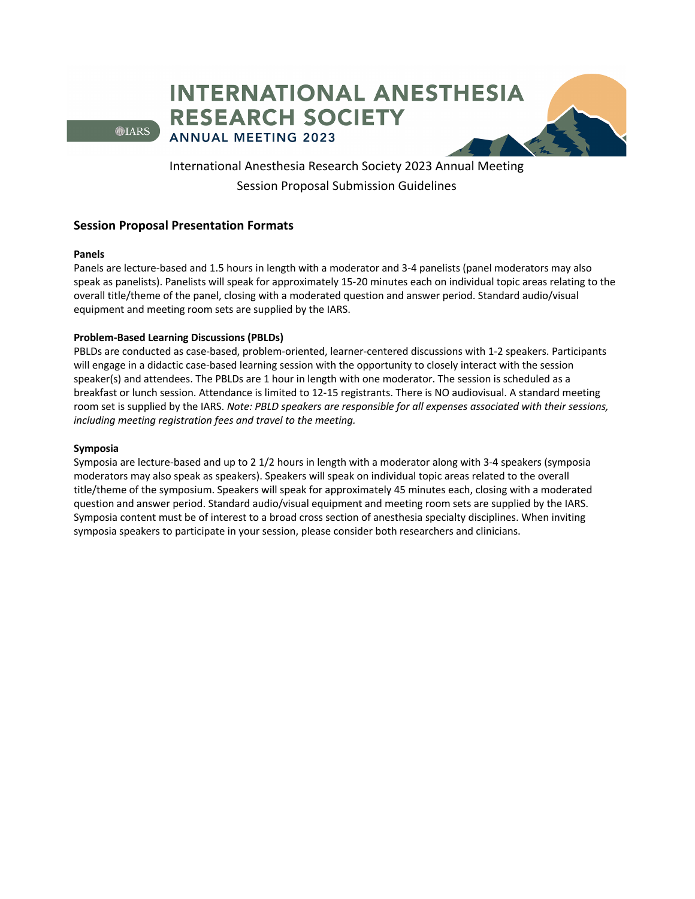# INTERNATIONAL ANESTHESIA RESEARCH SOCIETY
## ANNUAL MEETING 2023

International Anesthesia Research Society 2023 Annual Meeting
Session Proposal Submission Guidelines

## Session Proposal Presentation Formats

**Panels**
Panels are lecture-based and 1.5 hours in length with a moderator and 3-4 panelists (panel moderators may also speak as panelists). Panelists will speak for approximately 15-20 minutes each on individual topic areas relating to the overall title/theme of the panel, closing with a moderated question and answer period. Standard audio/visual equipment and meeting room sets are supplied by the IARS.

**Problem-Based Learning Discussions (PBLDs)**
PBLDs are conducted as case-based, problem-oriented, learner-centered discussions with 1-2 speakers. Participants will engage in a didactic case-based learning session with the opportunity to closely interact with the session speaker(s) and attendees. The PBLDs are 1 hour in length with one moderator. The session is scheduled as a breakfast or lunch session. Attendance is limited to 12-15 registrants. There is NO audiovisual. A standard meeting room set is supplied by the IARS. *Note: PBLD speakers are responsible for all expenses associated with their sessions, including meeting registration fees and travel to the meeting.*

**Symposia**
Symposia are lecture-based and up to 2 1/2 hours in length with a moderator along with 3-4 speakers (symposia moderators may also speak as speakers). Speakers will speak on individual topic areas related to the overall title/theme of the symposium. Speakers will speak for approximately 45 minutes each, closing with a moderated question and answer period. Standard audio/visual equipment and meeting room sets are supplied by the IARS. Symposia content must be of interest to a broad cross section of anesthesia specialty disciplines. When inviting symposia speakers to participate in your session, please consider both researchers and clinicians.